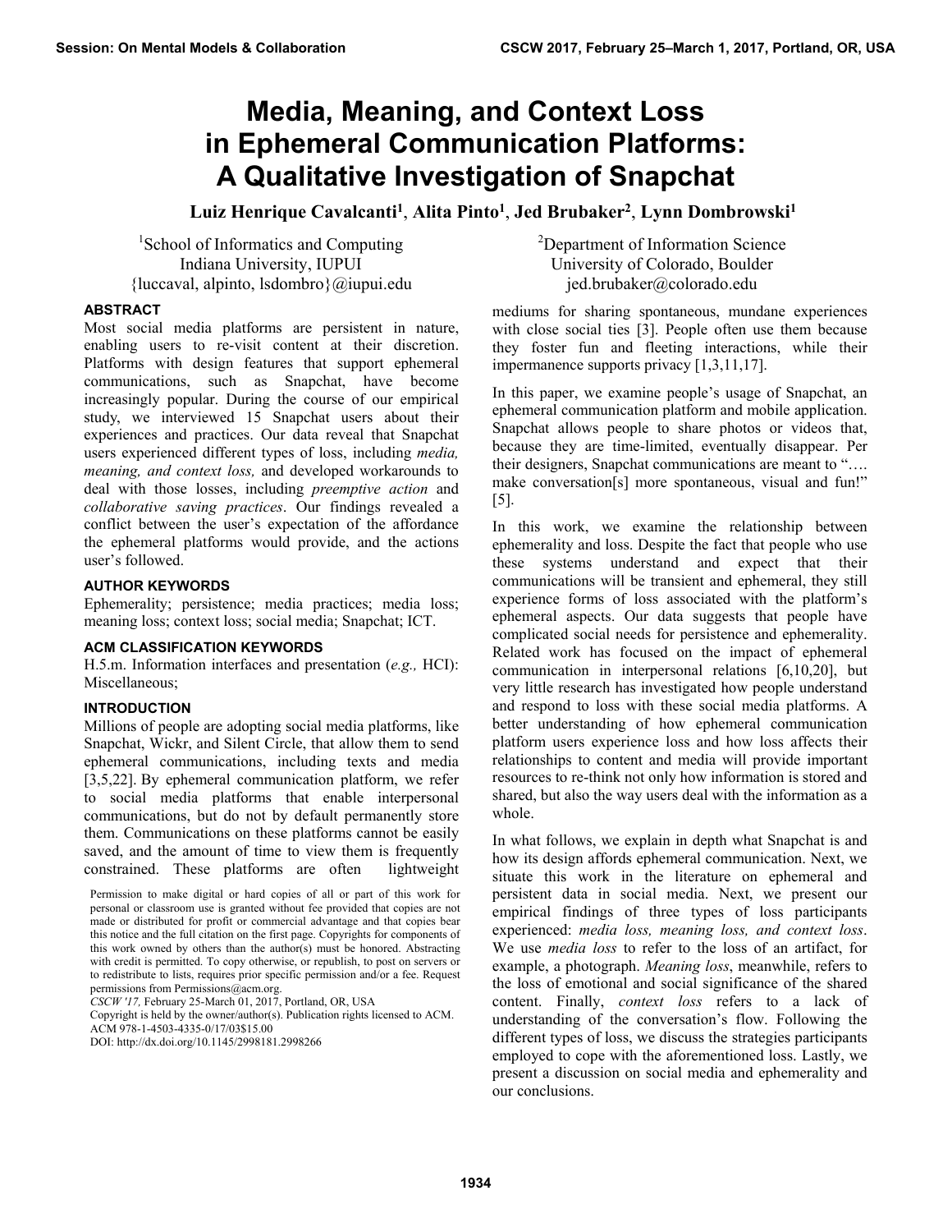# Media, Meaning, and Context Loss in Ephemeral Communication Platforms: A Qualitative Investigation of Snapchat

**Luiz Henrique Cavalcanti[1], Alita Pinto[1], Jed Brubaker[2], Lynn Dombrowski[1]**

[1]School of Informatics and Computing
Indiana University, IUPUI
{luccaval, alpinto, lsdombro}@iupui.edu

[2]Department of Information Science
University of Colorado, Boulder
jed.brubaker@colorado.edu

## ABSTRACT

Most social media platforms are persistent in nature, enabling users to re-visit content at their discretion. Platforms with design features that support ephemeral communications, such as Snapchat, have become increasingly popular. During the course of our empirical study, we interviewed 15 Snapchat users about their experiences and practices. Our data reveal that Snapchat users experienced different types of loss, including *media, meaning, and context loss,* and developed workarounds to deal with those losses, including *preemptive action* and *collaborative saving practices*. Our findings revealed a conflict between the user's expectation of the affordance the ephemeral platforms would provide, and the actions user's followed.

## AUTHOR KEYWORDS

Ephemerality; persistence; media practices; media loss; meaning loss; context loss; social media; Snapchat; ICT.

## ACM CLASSIFICATION KEYWORDS

H.5.m. Information interfaces and presentation (*e.g.,* HCI): Miscellaneous;

## INTRODUCTION

Millions of people are adopting social media platforms, like Snapchat, Wickr, and Silent Circle, that allow them to send ephemeral communications, including texts and media [3,5,22]. By ephemeral communication platform, we refer to social media platforms that enable interpersonal communications, but do not by default permanently store them. Communications on these platforms cannot be easily saved, and the amount of time to view them is frequently constrained. These platforms are often lightweight mediums for sharing spontaneous, mundane experiences with close social ties [3]. People often use them because they foster fun and fleeting interactions, while their impermanence supports privacy [1,3,11,17].

In this paper, we examine people's usage of Snapchat, an ephemeral communication platform and mobile application. Snapchat allows people to share photos or videos that, because they are time-limited, eventually disappear. Per their designers, Snapchat communications are meant to "…. make conversation[s] more spontaneous, visual and fun!" [5].

In this work, we examine the relationship between ephemerality and loss. Despite the fact that people who use these systems understand and expect that their communications will be transient and ephemeral, they still experience forms of loss associated with the platform's ephemeral aspects. Our data suggests that people have complicated social needs for persistence and ephemerality. Related work has focused on the impact of ephemeral communication in interpersonal relations [6,10,20], but very little research has investigated how people understand and respond to loss with these social media platforms. A better understanding of how ephemeral communication platform users experience loss and how loss affects their relationships to content and media will provide important resources to re-think not only how information is stored and shared, but also the way users deal with the information as a whole.

In what follows, we explain in depth what Snapchat is and how its design affords ephemeral communication. Next, we situate this work in the literature on ephemeral and persistent data in social media. Next, we present our empirical findings of three types of loss participants experienced: *media loss, meaning loss, and context loss*. We use *media loss* to refer to the loss of an artifact, for example, a photograph. *Meaning loss*, meanwhile, refers to the loss of emotional and social significance of the shared content. Finally, *context loss* refers to a lack of understanding of the conversation's flow. Following the different types of loss, we discuss the strategies participants employed to cope with the aforementioned loss. Lastly, we present a discussion on social media and ephemerality and our conclusions.

Permission to make digital or hard copies of all or part of this work for personal or classroom use is granted without fee provided that copies are not made or distributed for profit or commercial advantage and that copies bear this notice and the full citation on the first page. Copyrights for components of this work owned by others than the author(s) must be honored. Abstracting with credit is permitted. To copy otherwise, or republish, to post on servers or to redistribute to lists, requires prior specific permission and/or a fee. Request permissions from Permissions@acm.org.
*CSCW '17,* February 25-March 01, 2017, Portland, OR, USA
Copyright is held by the owner/author(s). Publication rights licensed to ACM.
ACM 978-1-4503-4335-0/17/03$15.00
DOI: http://dx.doi.org/10.1145/2998181.2998266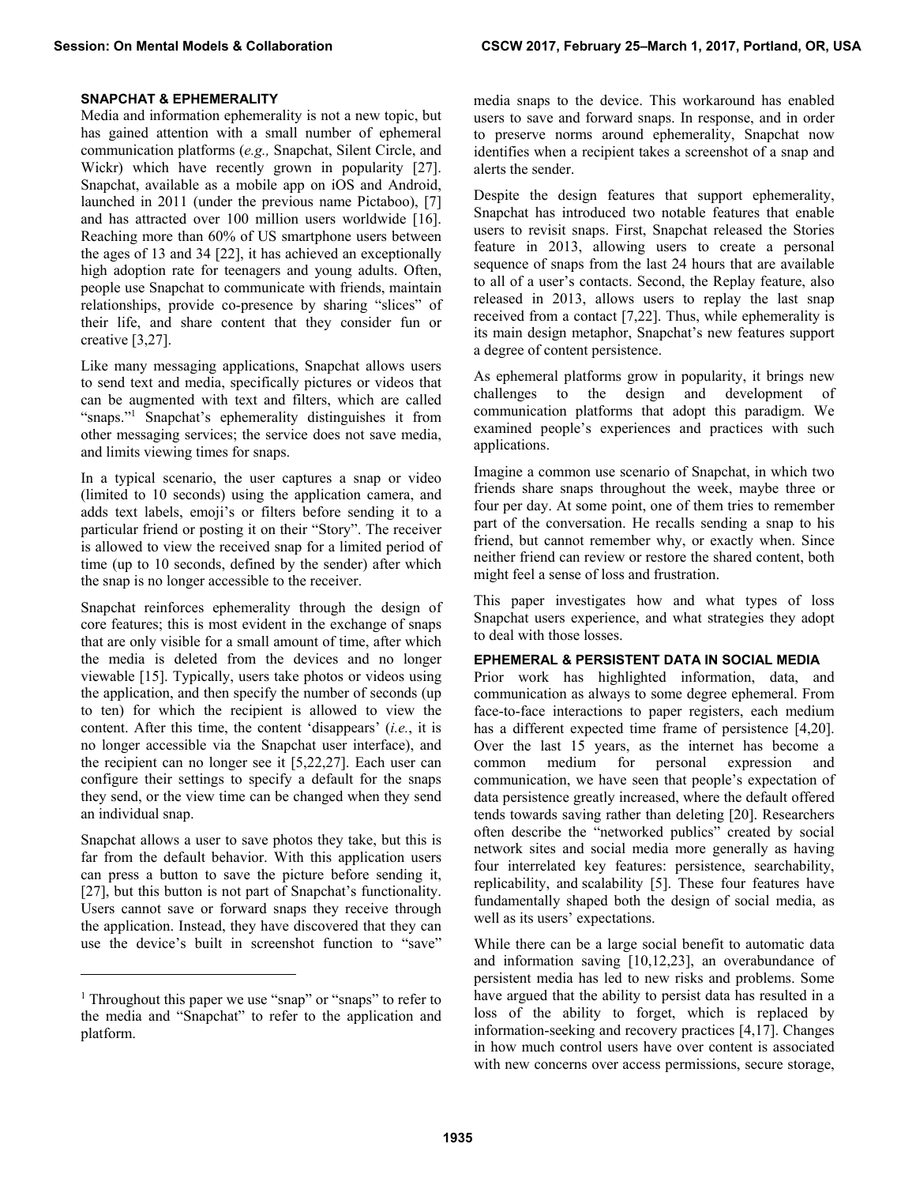## SNAPCHAT & EPHEMERALITY

Media and information ephemerality is not a new topic, but has gained attention with a small number of ephemeral communication platforms (*e.g.,* Snapchat, Silent Circle, and Wickr) which have recently grown in popularity [27]. Snapchat, available as a mobile app on iOS and Android, launched in 2011 (under the previous name Pictaboo), [7] and has attracted over 100 million users worldwide [16]. Reaching more than 60% of US smartphone users between the ages of 13 and 34 [22], it has achieved an exceptionally high adoption rate for teenagers and young adults. Often, people use Snapchat to communicate with friends, maintain relationships, provide co-presence by sharing "slices" of their life, and share content that they consider fun or creative [3,27].

Like many messaging applications, Snapchat allows users to send text and media, specifically pictures or videos that can be augmented with text and filters, which are called "snaps."[1] Snapchat's ephemerality distinguishes it from other messaging services; the service does not save media, and limits viewing times for snaps.

In a typical scenario, the user captures a snap or video (limited to 10 seconds) using the application camera, and adds text labels, emoji's or filters before sending it to a particular friend or posting it on their "Story". The receiver is allowed to view the received snap for a limited period of time (up to 10 seconds, defined by the sender) after which the snap is no longer accessible to the receiver.

Snapchat reinforces ephemerality through the design of core features; this is most evident in the exchange of snaps that are only visible for a small amount of time, after which the media is deleted from the devices and no longer viewable [15]. Typically, users take photos or videos using the application, and then specify the number of seconds (up to ten) for which the recipient is allowed to view the content. After this time, the content 'disappears' (*i.e.*, it is no longer accessible via the Snapchat user interface), and the recipient can no longer see it [5,22,27]. Each user can configure their settings to specify a default for the snaps they send, or the view time can be changed when they send an individual snap.

Snapchat allows a user to save photos they take, but this is far from the default behavior. With this application users can press a button to save the picture before sending it, [27], but this button is not part of Snapchat's functionality. Users cannot save or forward snaps they receive through the application. Instead, they have discovered that they can use the device's built in screenshot function to "save" media snaps to the device. This workaround has enabled users to save and forward snaps. In response, and in order to preserve norms around ephemerality, Snapchat now identifies when a recipient takes a screenshot of a snap and alerts the sender.

Despite the design features that support ephemerality, Snapchat has introduced two notable features that enable users to revisit snaps. First, Snapchat released the Stories feature in 2013, allowing users to create a personal sequence of snaps from the last 24 hours that are available to all of a user's contacts. Second, the Replay feature, also released in 2013, allows users to replay the last snap received from a contact [7,22]. Thus, while ephemerality is its main design metaphor, Snapchat's new features support a degree of content persistence.

As ephemeral platforms grow in popularity, it brings new challenges to the design and development of communication platforms that adopt this paradigm. We examined people's experiences and practices with such applications.

Imagine a common use scenario of Snapchat, in which two friends share snaps throughout the week, maybe three or four per day. At some point, one of them tries to remember part of the conversation. He recalls sending a snap to his friend, but cannot remember why, or exactly when. Since neither friend can review or restore the shared content, both might feel a sense of loss and frustration.

This paper investigates how and what types of loss Snapchat users experience, and what strategies they adopt to deal with those losses.

## EPHEMERAL & PERSISTENT DATA IN SOCIAL MEDIA

Prior work has highlighted information, data, and communication as always to some degree ephemeral. From face-to-face interactions to paper registers, each medium has a different expected time frame of persistence [4,20]. Over the last 15 years, as the internet has become a common medium for personal expression and communication, we have seen that people's expectation of data persistence greatly increased, where the default offered tends towards saving rather than deleting [20]. Researchers often describe the "networked publics" created by social network sites and social media more generally as having four interrelated key features: persistence, searchability, replicability, and scalability [5]. These four features have fundamentally shaped both the design of social media, as well as its users' expectations.

While there can be a large social benefit to automatic data and information saving [10,12,23], an overabundance of persistent media has led to new risks and problems. Some have argued that the ability to persist data has resulted in a loss of the ability to forget, which is replaced by information-seeking and recovery practices [4,17]. Changes in how much control users have over content is associated with new concerns over access permissions, secure storage,

[1] Throughout this paper we use "snap" or "snaps" to refer to the media and "Snapchat" to refer to the application and platform.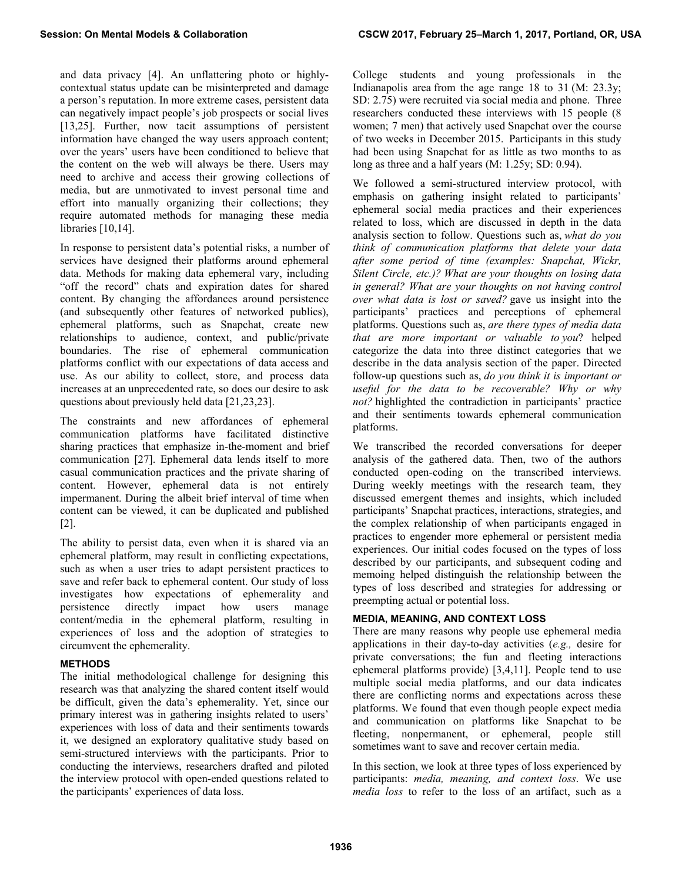and data privacy [4]. An unflattering photo or highly-contextual status update can be misinterpreted and damage a person's reputation. In more extreme cases, persistent data can negatively impact people's job prospects or social lives [13,25]. Further, now tacit assumptions of persistent information have changed the way users approach content; over the years' users have been conditioned to believe that the content on the web will always be there. Users may need to archive and access their growing collections of media, but are unmotivated to invest personal time and effort into manually organizing their collections; they require automated methods for managing these media libraries [10,14].

In response to persistent data's potential risks, a number of services have designed their platforms around ephemeral data. Methods for making data ephemeral vary, including "off the record" chats and expiration dates for shared content. By changing the affordances around persistence (and subsequently other features of networked publics), ephemeral platforms, such as Snapchat, create new relationships to audience, context, and public/private boundaries. The rise of ephemeral communication platforms conflict with our expectations of data access and use. As our ability to collect, store, and process data increases at an unprecedented rate, so does our desire to ask questions about previously held data [21,23,23].

The constraints and new affordances of ephemeral communication platforms have facilitated distinctive sharing practices that emphasize in-the-moment and brief communication [27]. Ephemeral data lends itself to more casual communication practices and the private sharing of content. However, ephemeral data is not entirely impermanent. During the albeit brief interval of time when content can be viewed, it can be duplicated and published [2].

The ability to persist data, even when it is shared via an ephemeral platform, may result in conflicting expectations, such as when a user tries to adapt persistent practices to save and refer back to ephemeral content. Our study of loss investigates how expectations of ephemerality and persistence directly impact how users manage content/media in the ephemeral platform, resulting in experiences of loss and the adoption of strategies to circumvent the ephemerality.

## METHODS

The initial methodological challenge for designing this research was that analyzing the shared content itself would be difficult, given the data's ephemerality. Yet, since our primary interest was in gathering insights related to users' experiences with loss of data and their sentiments towards it, we designed an exploratory qualitative study based on semi-structured interviews with the participants. Prior to conducting the interviews, researchers drafted and piloted the interview protocol with open-ended questions related to the participants' experiences of data loss.

College students and young professionals in the Indianapolis area from the age range 18 to 31 (M: 23.3y; SD: 2.75) were recruited via social media and phone. Three researchers conducted these interviews with 15 people (8 women; 7 men) that actively used Snapchat over the course of two weeks in December 2015. Participants in this study had been using Snapchat for as little as two months to as long as three and a half years (M: 1.25y; SD: 0.94).

We followed a semi-structured interview protocol, with emphasis on gathering insight related to participants' ephemeral social media practices and their experiences related to loss, which are discussed in depth in the data analysis section to follow. Questions such as, *what do you think of communication platforms that delete your data after some period of time (examples: Snapchat, Wickr, Silent Circle, etc.)? What are your thoughts on losing data in general? What are your thoughts on not having control over what data is lost or saved?* gave us insight into the participants' practices and perceptions of ephemeral platforms. Questions such as, *are there types of media data that are more important or valuable to you*? helped categorize the data into three distinct categories that we describe in the data analysis section of the paper. Directed follow-up questions such as, *do you think it is important or useful for the data to be recoverable? Why or why not?* highlighted the contradiction in participants' practice and their sentiments towards ephemeral communication platforms.

We transcribed the recorded conversations for deeper analysis of the gathered data. Then, two of the authors conducted open-coding on the transcribed interviews. During weekly meetings with the research team, they discussed emergent themes and insights, which included participants' Snapchat practices, interactions, strategies, and the complex relationship of when participants engaged in practices to engender more ephemeral or persistent media experiences. Our initial codes focused on the types of loss described by our participants, and subsequent coding and memoing helped distinguish the relationship between the types of loss described and strategies for addressing or preempting actual or potential loss.

## MEDIA, MEANING, AND CONTEXT LOSS

There are many reasons why people use ephemeral media applications in their day-to-day activities (*e.g.,* desire for private conversations; the fun and fleeting interactions ephemeral platforms provide) [3,4,11]. People tend to use multiple social media platforms, and our data indicates there are conflicting norms and expectations across these platforms. We found that even though people expect media and communication on platforms like Snapchat to be fleeting, nonpermanent, or ephemeral, people still sometimes want to save and recover certain media.

In this section, we look at three types of loss experienced by participants: *media, meaning, and context loss*. We use *media loss* to refer to the loss of an artifact, such as a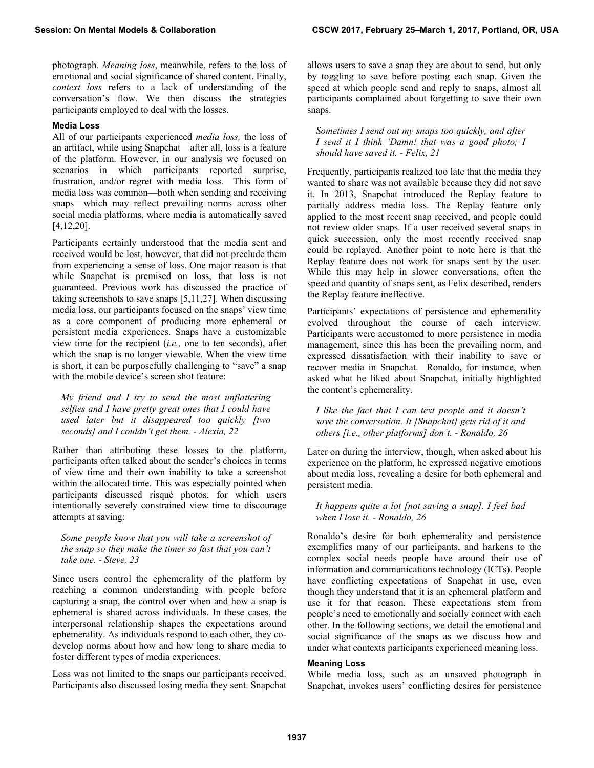photograph. *Meaning loss*, meanwhile, refers to the loss of emotional and social significance of shared content. Finally, *context loss* refers to a lack of understanding of the conversation's flow. We then discuss the strategies participants employed to deal with the losses.

### Media Loss

All of our participants experienced *media loss,* the loss of an artifact, while using Snapchat—after all, loss is a feature of the platform. However, in our analysis we focused on scenarios in which participants reported surprise, frustration, and/or regret with media loss. This form of media loss was common—both when sending and receiving snaps—which may reflect prevailing norms across other social media platforms, where media is automatically saved [4,12,20].

Participants certainly understood that the media sent and received would be lost, however, that did not preclude them from experiencing a sense of loss. One major reason is that while Snapchat is premised on loss, that loss is not guaranteed. Previous work has discussed the practice of taking screenshots to save snaps [5,11,27]. When discussing media loss, our participants focused on the snaps' view time as a core component of producing more ephemeral or persistent media experiences. Snaps have a customizable view time for the recipient (*i.e.,* one to ten seconds), after which the snap is no longer viewable. When the view time is short, it can be purposefully challenging to "save" a snap with the mobile device's screen shot feature:

> *My friend and I try to send the most unflattering selfies and I have pretty great ones that I could have used later but it disappeared too quickly [two seconds] and I couldn't get them. - Alexia, 22*

Rather than attributing these losses to the platform, participants often talked about the sender's choices in terms of view time and their own inability to take a screenshot within the allocated time. This was especially pointed when participants discussed risqué photos, for which users intentionally severely constrained view time to discourage attempts at saving:

> *Some people know that you will take a screenshot of the snap so they make the timer so fast that you can't take one. - Steve, 23*

Since users control the ephemerality of the platform by reaching a common understanding with people before capturing a snap, the control over when and how a snap is ephemeral is shared across individuals. In these cases, the interpersonal relationship shapes the expectations around ephemerality. As individuals respond to each other, they co-develop norms about how and how long to share media to foster different types of media experiences.

Loss was not limited to the snaps our participants received. Participants also discussed losing media they sent. Snapchat allows users to save a snap they are about to send, but only by toggling to save before posting each snap. Given the speed at which people send and reply to snaps, almost all participants complained about forgetting to save their own snaps.

> *Sometimes I send out my snaps too quickly, and after I send it I think 'Damn! that was a good photo; I should have saved it. - Felix, 21*

Frequently, participants realized too late that the media they wanted to share was not available because they did not save it. In 2013, Snapchat introduced the Replay feature to partially address media loss. The Replay feature only applied to the most recent snap received, and people could not review older snaps. If a user received several snaps in quick succession, only the most recently received snap could be replayed. Another point to note here is that the Replay feature does not work for snaps sent by the user. While this may help in slower conversations, often the speed and quantity of snaps sent, as Felix described, renders the Replay feature ineffective.

Participants' expectations of persistence and ephemerality evolved throughout the course of each interview. Participants were accustomed to more persistence in media management, since this has been the prevailing norm, and expressed dissatisfaction with their inability to save or recover media in Snapchat. Ronaldo, for instance, when asked what he liked about Snapchat, initially highlighted the content's ephemerality.

> *I like the fact that I can text people and it doesn't save the conversation. It [Snapchat] gets rid of it and others [i.e., other platforms] don't. - Ronaldo, 26*

Later on during the interview, though, when asked about his experience on the platform, he expressed negative emotions about media loss, revealing a desire for both ephemeral and persistent media.

> *It happens quite a lot [not saving a snap]. I feel bad when I lose it. - Ronaldo, 26*

Ronaldo's desire for both ephemerality and persistence exemplifies many of our participants, and harkens to the complex social needs people have around their use of information and communications technology (ICTs). People have conflicting expectations of Snapchat in use, even though they understand that it is an ephemeral platform and use it for that reason. These expectations stem from people's need to emotionally and socially connect with each other. In the following sections, we detail the emotional and social significance of the snaps as we discuss how and under what contexts participants experienced meaning loss.

### Meaning Loss

While media loss, such as an unsaved photograph in Snapchat, invokes users' conflicting desires for persistence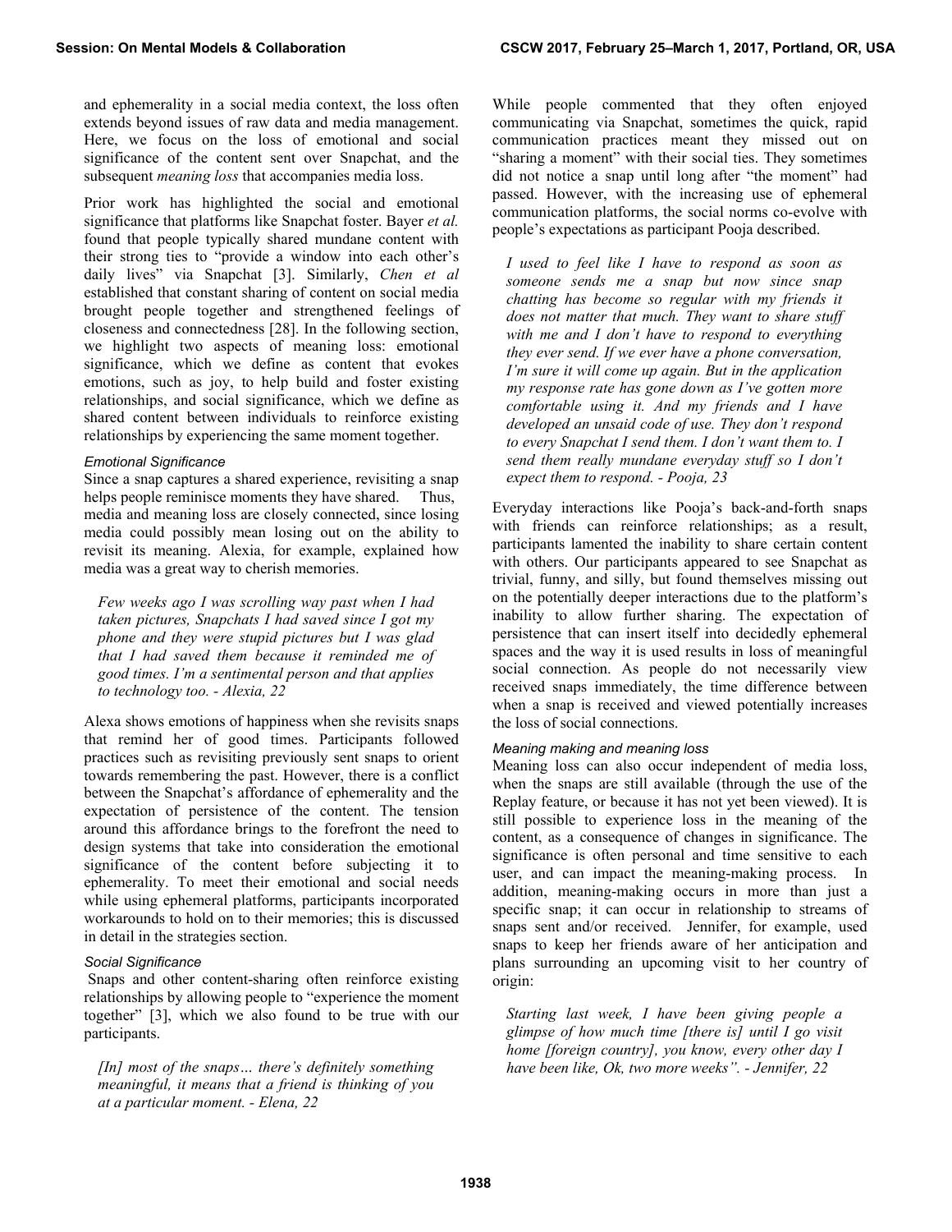and ephemerality in a social media context, the loss often extends beyond issues of raw data and media management. Here, we focus on the loss of emotional and social significance of the content sent over Snapchat, and the subsequent *meaning loss* that accompanies media loss.

Prior work has highlighted the social and emotional significance that platforms like Snapchat foster. Bayer *et al.* found that people typically shared mundane content with their strong ties to "provide a window into each other's daily lives" via Snapchat [3]. Similarly, *Chen et al* established that constant sharing of content on social media brought people together and strengthened feelings of closeness and connectedness [28]. In the following section, we highlight two aspects of meaning loss: emotional significance, which we define as content that evokes emotions, such as joy, to help build and foster existing relationships, and social significance, which we define as shared content between individuals to reinforce existing relationships by experiencing the same moment together.

#### *Emotional Significance*

Since a snap captures a shared experience, revisiting a snap helps people reminisce moments they have shared. Thus, media and meaning loss are closely connected, since losing media could possibly mean losing out on the ability to revisit its meaning. Alexia, for example, explained how media was a great way to cherish memories.

> *Few weeks ago I was scrolling way past when I had taken pictures, Snapchats I had saved since I got my phone and they were stupid pictures but I was glad that I had saved them because it reminded me of good times. I'm a sentimental person and that applies to technology too. - Alexia, 22*

Alexa shows emotions of happiness when she revisits snaps that remind her of good times. Participants followed practices such as revisiting previously sent snaps to orient towards remembering the past. However, there is a conflict between the Snapchat's affordance of ephemerality and the expectation of persistence of the content. The tension around this affordance brings to the forefront the need to design systems that take into consideration the emotional significance of the content before subjecting it to ephemerality. To meet their emotional and social needs while using ephemeral platforms, participants incorporated workarounds to hold on to their memories; this is discussed in detail in the strategies section.

#### *Social Significance*

Snaps and other content-sharing often reinforce existing relationships by allowing people to "experience the moment together" [3], which we also found to be true with our participants.

> *[In] most of the snaps… there's definitely something meaningful, it means that a friend is thinking of you at a particular moment. - Elena, 22*

While people commented that they often enjoyed communicating via Snapchat, sometimes the quick, rapid communication practices meant they missed out on "sharing a moment" with their social ties. They sometimes did not notice a snap until long after "the moment" had passed. However, with the increasing use of ephemeral communication platforms, the social norms co-evolve with people's expectations as participant Pooja described.

> *I used to feel like I have to respond as soon as someone sends me a snap but now since snap chatting has become so regular with my friends it does not matter that much. They want to share stuff with me and I don't have to respond to everything they ever send. If we ever have a phone conversation, I'm sure it will come up again. But in the application my response rate has gone down as I've gotten more comfortable using it. And my friends and I have developed an unsaid code of use. They don't respond to every Snapchat I send them. I don't want them to. I send them really mundane everyday stuff so I don't expect them to respond. - Pooja, 23*

Everyday interactions like Pooja's back-and-forth snaps with friends can reinforce relationships; as a result, participants lamented the inability to share certain content with others. Our participants appeared to see Snapchat as trivial, funny, and silly, but found themselves missing out on the potentially deeper interactions due to the platform's inability to allow further sharing. The expectation of persistence that can insert itself into decidedly ephemeral spaces and the way it is used results in loss of meaningful social connection. As people do not necessarily view received snaps immediately, the time difference between when a snap is received and viewed potentially increases the loss of social connections.

#### *Meaning making and meaning loss*

Meaning loss can also occur independent of media loss, when the snaps are still available (through the use of the Replay feature, or because it has not yet been viewed). It is still possible to experience loss in the meaning of the content, as a consequence of changes in significance. The significance is often personal and time sensitive to each user, and can impact the meaning-making process. In addition, meaning-making occurs in more than just a specific snap; it can occur in relationship to streams of snaps sent and/or received. Jennifer, for example, used snaps to keep her friends aware of her anticipation and plans surrounding an upcoming visit to her country of origin:

> *Starting last week, I have been giving people a glimpse of how much time [there is] until I go visit home [foreign country], you know, every other day I have been like, Ok, two more weeks". - Jennifer, 22*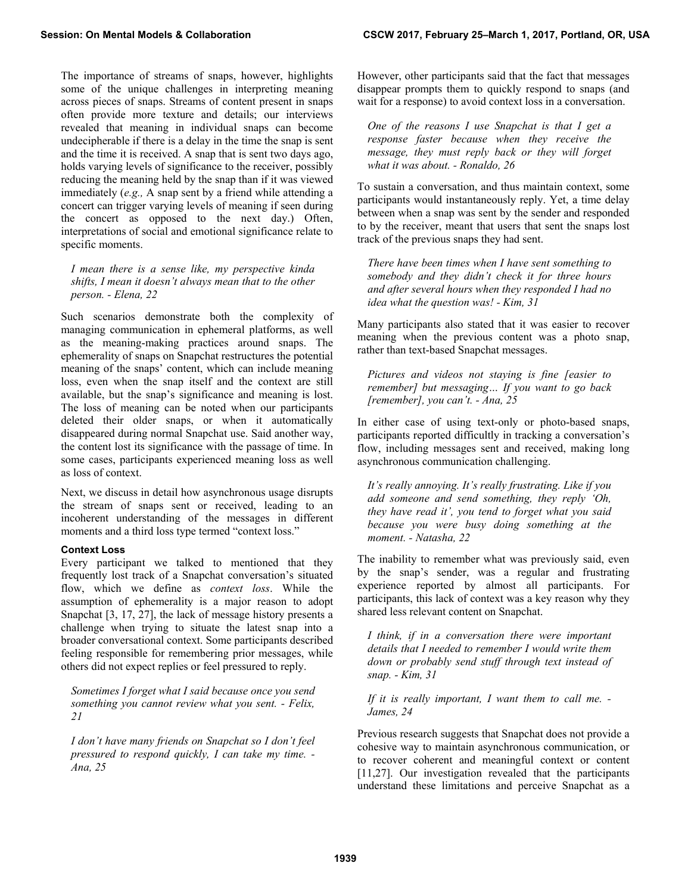The importance of streams of snaps, however, highlights some of the unique challenges in interpreting meaning across pieces of snaps. Streams of content present in snaps often provide more texture and details; our interviews revealed that meaning in individual snaps can become undecipherable if there is a delay in the time the snap is sent and the time it is received. A snap that is sent two days ago, holds varying levels of significance to the receiver, possibly reducing the meaning held by the snap than if it was viewed immediately (*e.g.,* A snap sent by a friend while attending a concert can trigger varying levels of meaning if seen during the concert as opposed to the next day.) Often, interpretations of social and emotional significance relate to specific moments.

> *I mean there is a sense like, my perspective kinda shifts, I mean it doesn't always mean that to the other person. - Elena, 22*

Such scenarios demonstrate both the complexity of managing communication in ephemeral platforms, as well as the meaning-making practices around snaps. The ephemerality of snaps on Snapchat restructures the potential meaning of the snaps' content, which can include meaning loss, even when the snap itself and the context are still available, but the snap's significance and meaning is lost. The loss of meaning can be noted when our participants deleted their older snaps, or when it automatically disappeared during normal Snapchat use. Said another way, the content lost its significance with the passage of time. In some cases, participants experienced meaning loss as well as loss of context.

Next, we discuss in detail how asynchronous usage disrupts the stream of snaps sent or received, leading to an incoherent understanding of the messages in different moments and a third loss type termed "context loss."

### Context Loss

Every participant we talked to mentioned that they frequently lost track of a Snapchat conversation's situated flow, which we define as *context loss*. While the assumption of ephemerality is a major reason to adopt Snapchat [3, 17, 27], the lack of message history presents a challenge when trying to situate the latest snap into a broader conversational context. Some participants described feeling responsible for remembering prior messages, while others did not expect replies or feel pressured to reply.

> *Sometimes I forget what I said because once you send something you cannot review what you sent. - Felix, 21*

> *I don't have many friends on Snapchat so I don't feel pressured to respond quickly, I can take my time. - Ana, 25*

However, other participants said that the fact that messages disappear prompts them to quickly respond to snaps (and wait for a response) to avoid context loss in a conversation.

> *One of the reasons I use Snapchat is that I get a response faster because when they receive the message, they must reply back or they will forget what it was about. - Ronaldo, 26*

To sustain a conversation, and thus maintain context, some participants would instantaneously reply. Yet, a time delay between when a snap was sent by the sender and responded to by the receiver, meant that users that sent the snaps lost track of the previous snaps they had sent.

> *There have been times when I have sent something to somebody and they didn't check it for three hours and after several hours when they responded I had no idea what the question was! - Kim, 31*

Many participants also stated that it was easier to recover meaning when the previous content was a photo snap, rather than text-based Snapchat messages.

> *Pictures and videos not staying is fine [easier to remember] but messaging… If you want to go back [remember], you can't. - Ana, 25*

In either case of using text-only or photo-based snaps, participants reported difficultly in tracking a conversation's flow, including messages sent and received, making long asynchronous communication challenging.

> *It's really annoying. It's really frustrating. Like if you add someone and send something, they reply 'Oh, they have read it', you tend to forget what you said because you were busy doing something at the moment. - Natasha, 22*

The inability to remember what was previously said, even by the snap's sender, was a regular and frustrating experience reported by almost all participants. For participants, this lack of context was a key reason why they shared less relevant content on Snapchat.

> *I think, if in a conversation there were important details that I needed to remember I would write them down or probably send stuff through text instead of snap. - Kim, 31*

> *If it is really important, I want them to call me. - James, 24*

Previous research suggests that Snapchat does not provide a cohesive way to maintain asynchronous communication, or to recover coherent and meaningful context or content [11,27]. Our investigation revealed that the participants understand these limitations and perceive Snapchat as a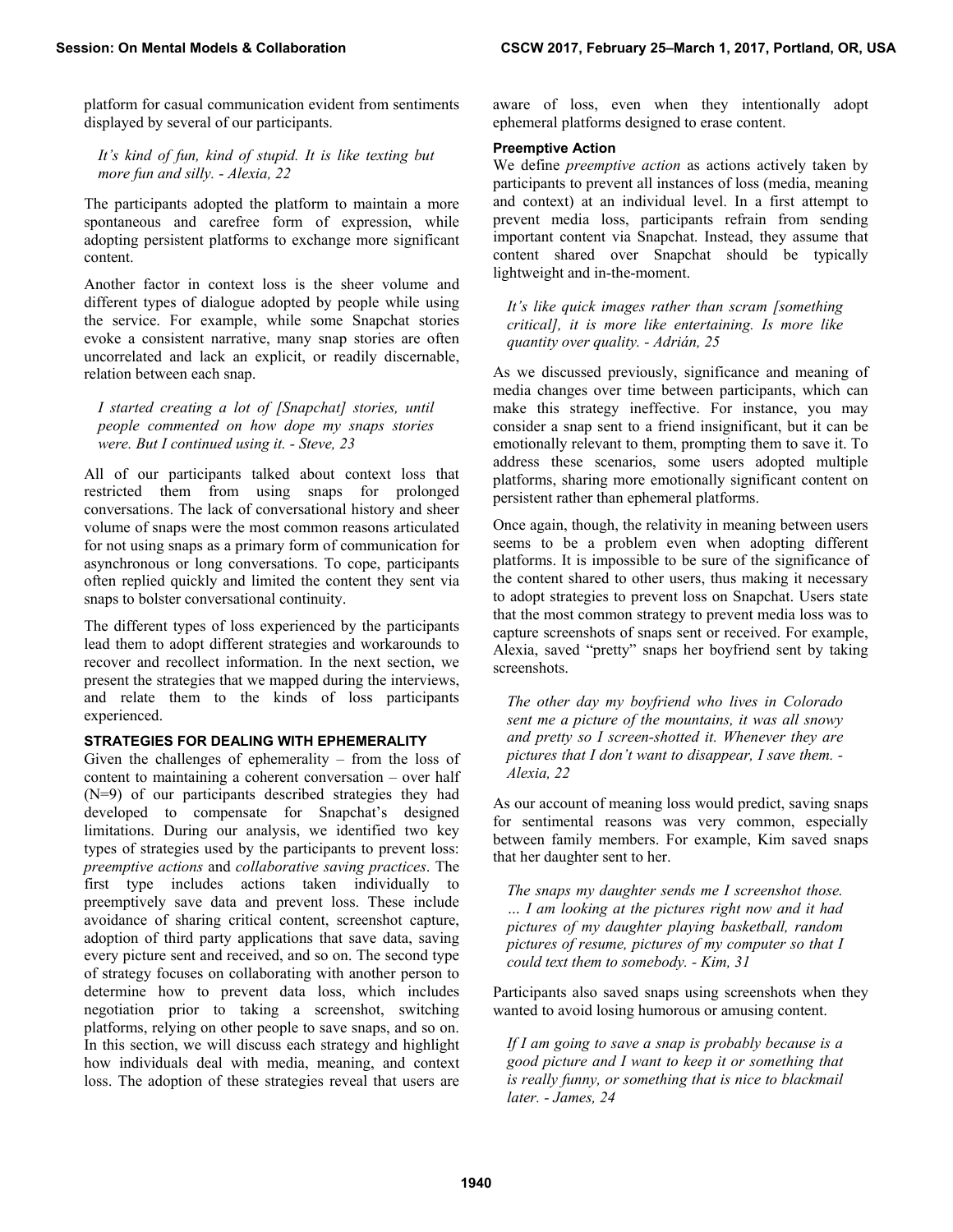platform for casual communication evident from sentiments displayed by several of our participants.

> *It's kind of fun, kind of stupid. It is like texting but more fun and silly. - Alexia, 22*

The participants adopted the platform to maintain a more spontaneous and carefree form of expression, while adopting persistent platforms to exchange more significant content.

Another factor in context loss is the sheer volume and different types of dialogue adopted by people while using the service. For example, while some Snapchat stories evoke a consistent narrative, many snap stories are often uncorrelated and lack an explicit, or readily discernable, relation between each snap.

> *I started creating a lot of [Snapchat] stories, until people commented on how dope my snaps stories were. But I continued using it. - Steve, 23*

All of our participants talked about context loss that restricted them from using snaps for prolonged conversations. The lack of conversational history and sheer volume of snaps were the most common reasons articulated for not using snaps as a primary form of communication for asynchronous or long conversations. To cope, participants often replied quickly and limited the content they sent via snaps to bolster conversational continuity.

The different types of loss experienced by the participants lead them to adopt different strategies and workarounds to recover and recollect information. In the next section, we present the strategies that we mapped during the interviews, and relate them to the kinds of loss participants experienced.

## STRATEGIES FOR DEALING WITH EPHEMERALITY

Given the challenges of ephemerality – from the loss of content to maintaining a coherent conversation – over half (N=9) of our participants described strategies they had developed to compensate for Snapchat's designed limitations. During our analysis, we identified two key types of strategies used by the participants to prevent loss: *preemptive actions* and *collaborative saving practices*. The first type includes actions taken individually to preemptively save data and prevent loss. These include avoidance of sharing critical content, screenshot capture, adoption of third party applications that save data, saving every picture sent and received, and so on. The second type of strategy focuses on collaborating with another person to determine how to prevent data loss, which includes negotiation prior to taking a screenshot, switching platforms, relying on other people to save snaps, and so on. In this section, we will discuss each strategy and highlight how individuals deal with media, meaning, and context loss. The adoption of these strategies reveal that users are aware of loss, even when they intentionally adopt ephemeral platforms designed to erase content.

### Preemptive Action

We define *preemptive action* as actions actively taken by participants to prevent all instances of loss (media, meaning and context) at an individual level. In a first attempt to prevent media loss, participants refrain from sending important content via Snapchat. Instead, they assume that content shared over Snapchat should be typically lightweight and in-the-moment.

> *It's like quick images rather than scram [something critical], it is more like entertaining. Is more like quantity over quality. - Adrián, 25*

As we discussed previously, significance and meaning of media changes over time between participants, which can make this strategy ineffective. For instance, you may consider a snap sent to a friend insignificant, but it can be emotionally relevant to them, prompting them to save it. To address these scenarios, some users adopted multiple platforms, sharing more emotionally significant content on persistent rather than ephemeral platforms.

Once again, though, the relativity in meaning between users seems to be a problem even when adopting different platforms. It is impossible to be sure of the significance of the content shared to other users, thus making it necessary to adopt strategies to prevent loss on Snapchat. Users state that the most common strategy to prevent media loss was to capture screenshots of snaps sent or received. For example, Alexia, saved "pretty" snaps her boyfriend sent by taking screenshots.

> *The other day my boyfriend who lives in Colorado sent me a picture of the mountains, it was all snowy and pretty so I screen-shotted it. Whenever they are pictures that I don't want to disappear, I save them. - Alexia, 22*

As our account of meaning loss would predict, saving snaps for sentimental reasons was very common, especially between family members. For example, Kim saved snaps that her daughter sent to her.

> *The snaps my daughter sends me I screenshot those. … I am looking at the pictures right now and it had pictures of my daughter playing basketball, random pictures of resume, pictures of my computer so that I could text them to somebody. - Kim, 31*

Participants also saved snaps using screenshots when they wanted to avoid losing humorous or amusing content.

> *If I am going to save a snap is probably because is a good picture and I want to keep it or something that is really funny, or something that is nice to blackmail later. - James, 24*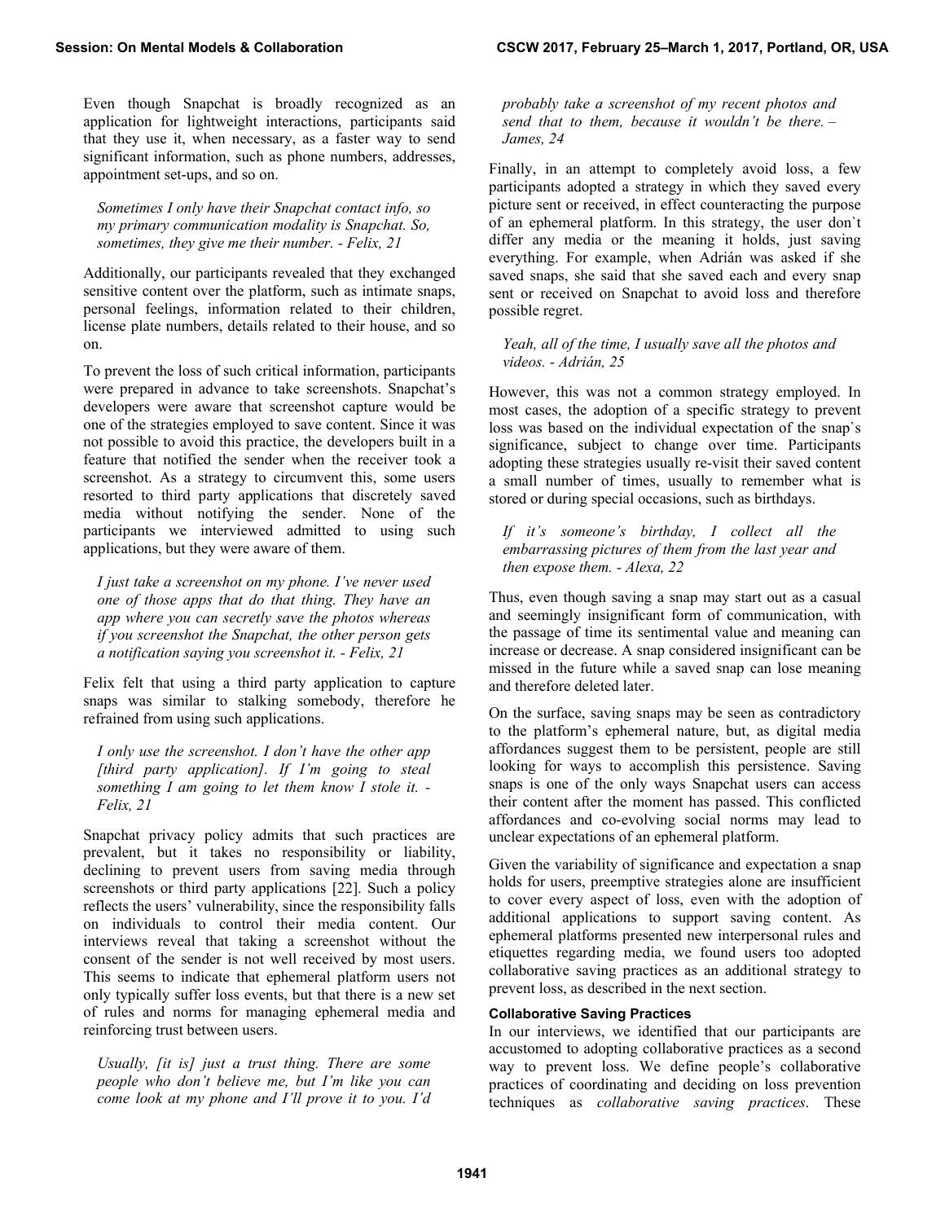Even though Snapchat is broadly recognized as an application for lightweight interactions, participants said that they use it, when necessary, as a faster way to send significant information, such as phone numbers, addresses, appointment set-ups, and so on.

> *Sometimes I only have their Snapchat contact info, so my primary communication modality is Snapchat. So, sometimes, they give me their number. - Felix, 21*

Additionally, our participants revealed that they exchanged sensitive content over the platform, such as intimate snaps, personal feelings, information related to their children, license plate numbers, details related to their house, and so on.

To prevent the loss of such critical information, participants were prepared in advance to take screenshots. Snapchat's developers were aware that screenshot capture would be one of the strategies employed to save content. Since it was not possible to avoid this practice, the developers built in a feature that notified the sender when the receiver took a screenshot. As a strategy to circumvent this, some users resorted to third party applications that discretely saved media without notifying the sender. None of the participants we interviewed admitted to using such applications, but they were aware of them.

> *I just take a screenshot on my phone. I've never used one of those apps that do that thing. They have an app where you can secretly save the photos whereas if you screenshot the Snapchat, the other person gets a notification saying you screenshot it. - Felix, 21*

Felix felt that using a third party application to capture snaps was similar to stalking somebody, therefore he refrained from using such applications.

> *I only use the screenshot. I don't have the other app [third party application]. If I'm going to steal something I am going to let them know I stole it. - Felix, 21*

Snapchat privacy policy admits that such practices are prevalent, but it takes no responsibility or liability, declining to prevent users from saving media through screenshots or third party applications [22]. Such a policy reflects the users' vulnerability, since the responsibility falls on individuals to control their media content. Our interviews reveal that taking a screenshot without the consent of the sender is not well received by most users. This seems to indicate that ephemeral platform users not only typically suffer loss events, but that there is a new set of rules and norms for managing ephemeral media and reinforcing trust between users.

> *Usually, [it is] just a trust thing. There are some people who don't believe me, but I'm like you can come look at my phone and I'll prove it to you. I'd probably take a screenshot of my recent photos and send that to them, because it wouldn't be there. – James, 24*

Finally, in an attempt to completely avoid loss, a few participants adopted a strategy in which they saved every picture sent or received, in effect counteracting the purpose of an ephemeral platform. In this strategy, the user don`t differ any media or the meaning it holds, just saving everything. For example, when Adrián was asked if she saved snaps, she said that she saved each and every snap sent or received on Snapchat to avoid loss and therefore possible regret.

> *Yeah, all of the time, I usually save all the photos and videos. - Adrián, 25*

However, this was not a common strategy employed. In most cases, the adoption of a specific strategy to prevent loss was based on the individual expectation of the snap`s significance, subject to change over time. Participants adopting these strategies usually re-visit their saved content a small number of times, usually to remember what is stored or during special occasions, such as birthdays.

> *If it's someone's birthday, I collect all the embarrassing pictures of them from the last year and then expose them. - Alexa, 22*

Thus, even though saving a snap may start out as a casual and seemingly insignificant form of communication, with the passage of time its sentimental value and meaning can increase or decrease. A snap considered insignificant can be missed in the future while a saved snap can lose meaning and therefore deleted later.

On the surface, saving snaps may be seen as contradictory to the platform's ephemeral nature, but, as digital media affordances suggest them to be persistent, people are still looking for ways to accomplish this persistence. Saving snaps is one of the only ways Snapchat users can access their content after the moment has passed. This conflicted affordances and co-evolving social norms may lead to unclear expectations of an ephemeral platform.

Given the variability of significance and expectation a snap holds for users, preemptive strategies alone are insufficient to cover every aspect of loss, even with the adoption of additional applications to support saving content. As ephemeral platforms presented new interpersonal rules and etiquettes regarding media, we found users too adopted collaborative saving practices as an additional strategy to prevent loss, as described in the next section.

#### Collaborative Saving Practices

In our interviews, we identified that our participants are accustomed to adopting collaborative practices as a second way to prevent loss. We define people's collaborative practices of coordinating and deciding on loss prevention techniques as *collaborative saving practices*. These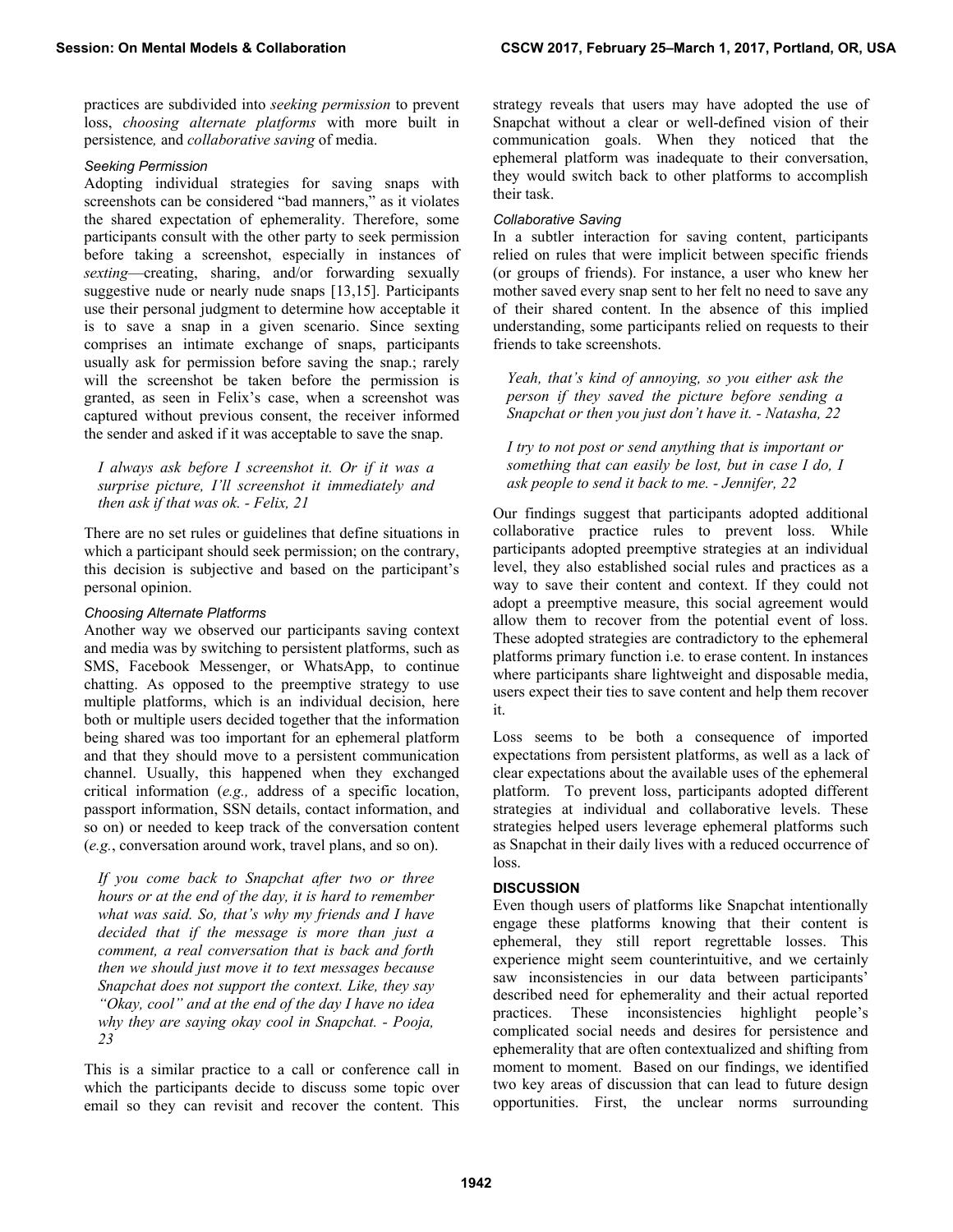practices are subdivided into *seeking permission* to prevent loss, *choosing alternate platforms* with more built in persistence, and *collaborative saving* of media.

#### *Seeking Permission*

Adopting individual strategies for saving snaps with screenshots can be considered "bad manners," as it violates the shared expectation of ephemerality. Therefore, some participants consult with the other party to seek permission before taking a screenshot, especially in instances of *sexting*—creating, sharing, and/or forwarding sexually suggestive nude or nearly nude snaps [13,15]. Participants use their personal judgment to determine how acceptable it is to save a snap in a given scenario. Since sexting comprises an intimate exchange of snaps, participants usually ask for permission before saving the snap.; rarely will the screenshot be taken before the permission is granted, as seen in Felix's case, when a screenshot was captured without previous consent, the receiver informed the sender and asked if it was acceptable to save the snap.

> *I always ask before I screenshot it. Or if it was a surprise picture, I'll screenshot it immediately and then ask if that was ok. - Felix, 21*

There are no set rules or guidelines that define situations in which a participant should seek permission; on the contrary, this decision is subjective and based on the participant's personal opinion.

#### *Choosing Alternate Platforms*

Another way we observed our participants saving context and media was by switching to persistent platforms, such as SMS, Facebook Messenger, or WhatsApp, to continue chatting. As opposed to the preemptive strategy to use multiple platforms, which is an individual decision, here both or multiple users decided together that the information being shared was too important for an ephemeral platform and that they should move to a persistent communication channel. Usually, this happened when they exchanged critical information (*e.g.,* address of a specific location, passport information, SSN details, contact information, and so on) or needed to keep track of the conversation content (*e.g.*, conversation around work, travel plans, and so on).

> *If you come back to Snapchat after two or three hours or at the end of the day, it is hard to remember what was said. So, that's why my friends and I have decided that if the message is more than just a comment, a real conversation that is back and forth then we should just move it to text messages because Snapchat does not support the context. Like, they say "Okay, cool" and at the end of the day I have no idea why they are saying okay cool in Snapchat. - Pooja, 23*

This is a similar practice to a call or conference call in which the participants decide to discuss some topic over email so they can revisit and recover the content. This strategy reveals that users may have adopted the use of Snapchat without a clear or well-defined vision of their communication goals. When they noticed that the ephemeral platform was inadequate to their conversation, they would switch back to other platforms to accomplish their task.

#### *Collaborative Saving*

In a subtler interaction for saving content, participants relied on rules that were implicit between specific friends (or groups of friends). For instance, a user who knew her mother saved every snap sent to her felt no need to save any of their shared content. In the absence of this implied understanding, some participants relied on requests to their friends to take screenshots.

> *Yeah, that's kind of annoying, so you either ask the person if they saved the picture before sending a Snapchat or then you just don't have it. - Natasha, 22*

> *I try to not post or send anything that is important or something that can easily be lost, but in case I do, I ask people to send it back to me. - Jennifer, 22*

Our findings suggest that participants adopted additional collaborative practice rules to prevent loss. While participants adopted preemptive strategies at an individual level, they also established social rules and practices as a way to save their content and context. If they could not adopt a preemptive measure, this social agreement would allow them to recover from the potential event of loss. These adopted strategies are contradictory to the ephemeral platforms primary function i.e. to erase content. In instances where participants share lightweight and disposable media, users expect their ties to save content and help them recover it.

Loss seems to be both a consequence of imported expectations from persistent platforms, as well as a lack of clear expectations about the available uses of the ephemeral platform. To prevent loss, participants adopted different strategies at individual and collaborative levels. These strategies helped users leverage ephemeral platforms such as Snapchat in their daily lives with a reduced occurrence of loss.

## DISCUSSION

Even though users of platforms like Snapchat intentionally engage these platforms knowing that their content is ephemeral, they still report regrettable losses. This experience might seem counterintuitive, and we certainly saw inconsistencies in our data between participants' described need for ephemerality and their actual reported practices. These inconsistencies highlight people's complicated social needs and desires for persistence and ephemerality that are often contextualized and shifting from moment to moment. Based on our findings, we identified two key areas of discussion that can lead to future design opportunities. First, the unclear norms surrounding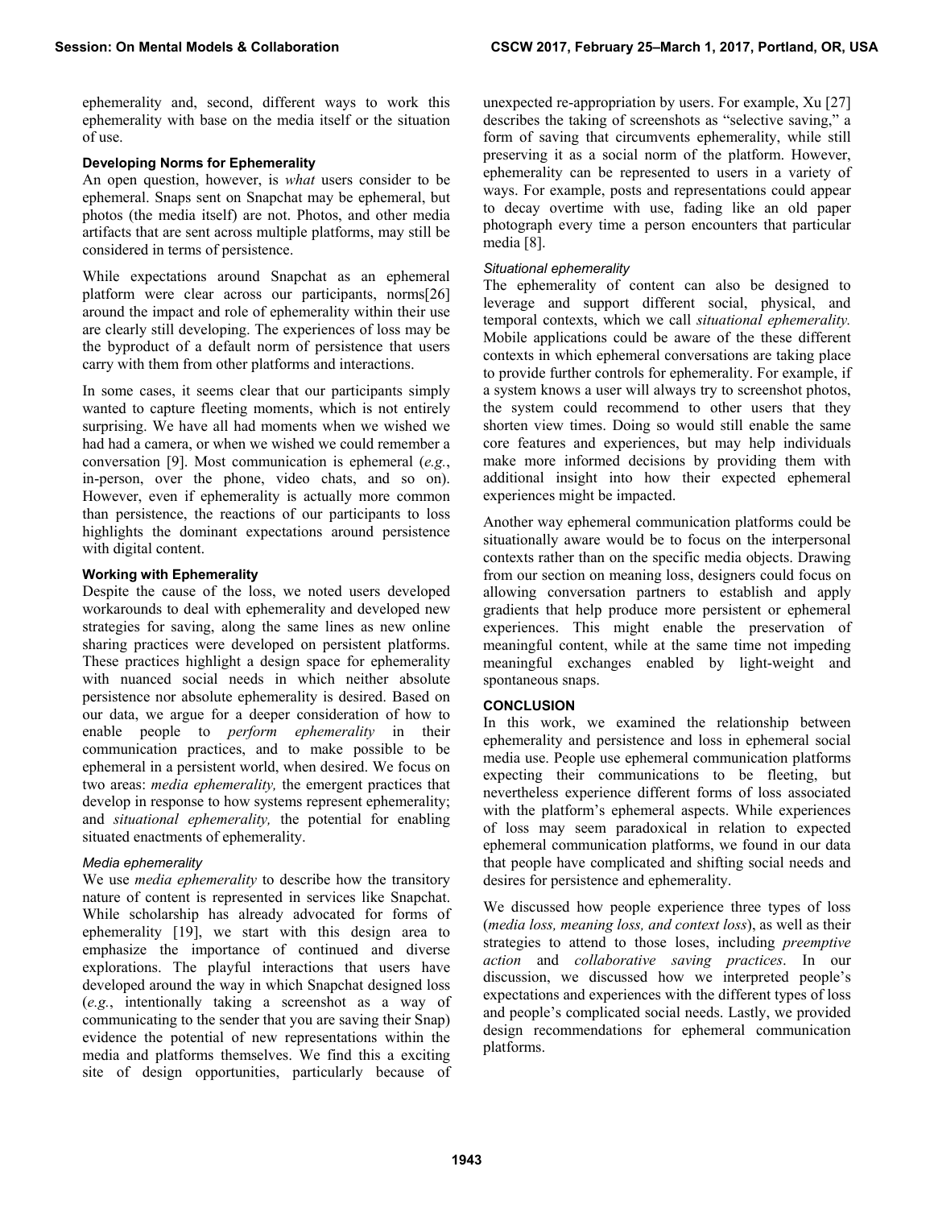ephemerality and, second, different ways to work this ephemerality with base on the media itself or the situation of use.

### Developing Norms for Ephemerality

An open question, however, is *what* users consider to be ephemeral. Snaps sent on Snapchat may be ephemeral, but photos (the media itself) are not. Photos, and other media artifacts that are sent across multiple platforms, may still be considered in terms of persistence.

While expectations around Snapchat as an ephemeral platform were clear across our participants, norms[26] around the impact and role of ephemerality within their use are clearly still developing. The experiences of loss may be the byproduct of a default norm of persistence that users carry with them from other platforms and interactions.

In some cases, it seems clear that our participants simply wanted to capture fleeting moments, which is not entirely surprising. We have all had moments when we wished we had had a camera, or when we wished we could remember a conversation [9]. Most communication is ephemeral (*e.g.*, in-person, over the phone, video chats, and so on). However, even if ephemerality is actually more common than persistence, the reactions of our participants to loss highlights the dominant expectations around persistence with digital content.

### Working with Ephemerality

Despite the cause of the loss, we noted users developed workarounds to deal with ephemerality and developed new strategies for saving, along the same lines as new online sharing practices were developed on persistent platforms. These practices highlight a design space for ephemerality with nuanced social needs in which neither absolute persistence nor absolute ephemerality is desired. Based on our data, we argue for a deeper consideration of how to enable people to *perform ephemerality* in their communication practices, and to make possible to be ephemeral in a persistent world, when desired. We focus on two areas: *media ephemerality,* the emergent practices that develop in response to how systems represent ephemerality; and *situational ephemerality,* the potential for enabling situated enactments of ephemerality.

#### *Media ephemerality*

We use *media ephemerality* to describe how the transitory nature of content is represented in services like Snapchat. While scholarship has already advocated for forms of ephemerality [19], we start with this design area to emphasize the importance of continued and diverse explorations. The playful interactions that users have developed around the way in which Snapchat designed loss (*e.g.*, intentionally taking a screenshot as a way of communicating to the sender that you are saving their Snap) evidence the potential of new representations within the media and platforms themselves. We find this a exciting site of design opportunities, particularly because of unexpected re-appropriation by users. For example, Xu [27] describes the taking of screenshots as "selective saving," a form of saving that circumvents ephemerality, while still preserving it as a social norm of the platform. However, ephemerality can be represented to users in a variety of ways. For example, posts and representations could appear to decay overtime with use, fading like an old paper photograph every time a person encounters that particular media [8].

#### *Situational ephemerality*

The ephemerality of content can also be designed to leverage and support different social, physical, and temporal contexts, which we call *situational ephemerality.* Mobile applications could be aware of the these different contexts in which ephemeral conversations are taking place to provide further controls for ephemerality. For example, if a system knows a user will always try to screenshot photos, the system could recommend to other users that they shorten view times. Doing so would still enable the same core features and experiences, but may help individuals make more informed decisions by providing them with additional insight into how their expected ephemeral experiences might be impacted.

Another way ephemeral communication platforms could be situationally aware would be to focus on the interpersonal contexts rather than on the specific media objects. Drawing from our section on meaning loss, designers could focus on allowing conversation partners to establish and apply gradients that help produce more persistent or ephemeral experiences. This might enable the preservation of meaningful content, while at the same time not impeding meaningful exchanges enabled by light-weight and spontaneous snaps.

## CONCLUSION

In this work, we examined the relationship between ephemerality and persistence and loss in ephemeral social media use. People use ephemeral communication platforms expecting their communications to be fleeting, but nevertheless experience different forms of loss associated with the platform's ephemeral aspects. While experiences of loss may seem paradoxical in relation to expected ephemeral communication platforms, we found in our data that people have complicated and shifting social needs and desires for persistence and ephemerality.

We discussed how people experience three types of loss (*media loss, meaning loss, and context loss*), as well as their strategies to attend to those loses, including *preemptive action* and *collaborative saving practices*. In our discussion, we discussed how we interpreted people's expectations and experiences with the different types of loss and people's complicated social needs. Lastly, we provided design recommendations for ephemeral communication platforms.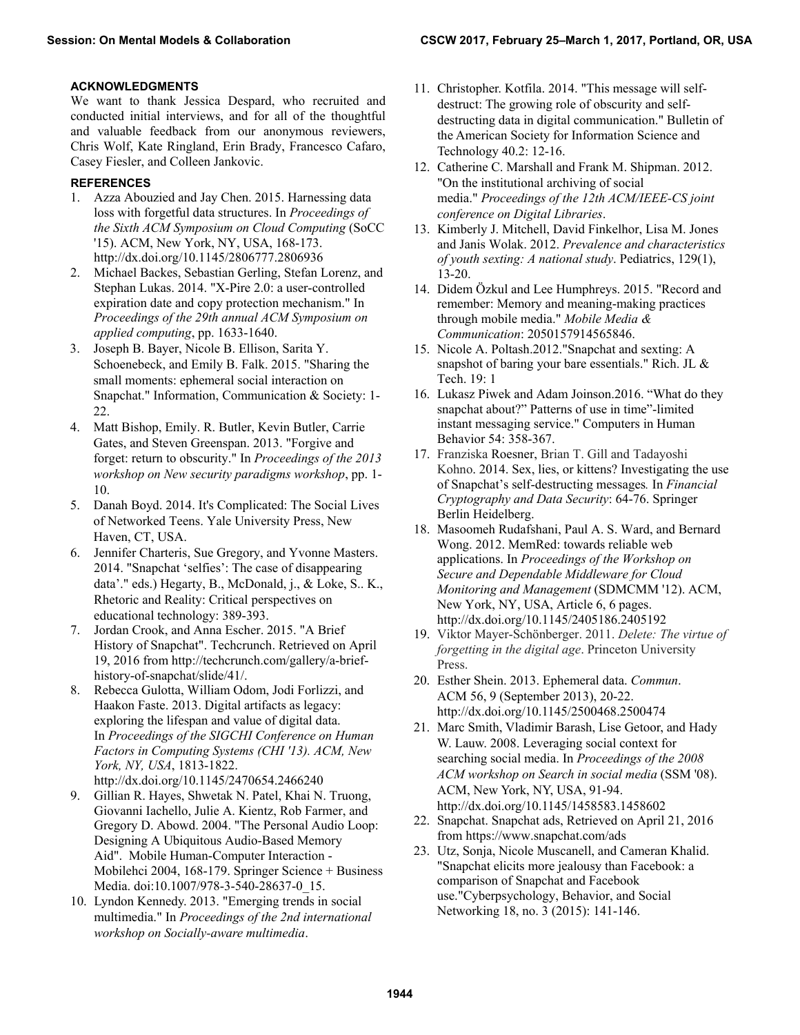## ACKNOWLEDGMENTS

We want to thank Jessica Despard, who recruited and conducted initial interviews, and for all of the thoughtful and valuable feedback from our anonymous reviewers, Chris Wolf, Kate Ringland, Erin Brady, Francesco Cafaro, Casey Fiesler, and Colleen Jankovic.

## REFERENCES

1. Azza Abouzied and Jay Chen. 2015. Harnessing data loss with forgetful data structures. In *Proceedings of the Sixth ACM Symposium on Cloud Computing* (SoCC '15). ACM, New York, NY, USA, 168-173. http://dx.doi.org/10.1145/2806777.2806936
2. Michael Backes, Sebastian Gerling, Stefan Lorenz, and Stephan Lukas. 2014. "X-Pire 2.0: a user-controlled expiration date and copy protection mechanism." In *Proceedings of the 29th annual ACM Symposium on applied computing*, pp. 1633-1640.
3. Joseph B. Bayer, Nicole B. Ellison, Sarita Y. Schoenebeck, and Emily B. Falk. 2015. "Sharing the small moments: ephemeral social interaction on Snapchat." Information, Communication & Society: 1-22.
4. Matt Bishop, Emily. R. Butler, Kevin Butler, Carrie Gates, and Steven Greenspan. 2013. "Forgive and forget: return to obscurity." In *Proceedings of the 2013 workshop on New security paradigms workshop*, pp. 1-10.
5. Danah Boyd. 2014. It's Complicated: The Social Lives of Networked Teens. Yale University Press, New Haven, CT, USA.
6. Jennifer Charteris, Sue Gregory, and Yvonne Masters. 2014. "Snapchat 'selfies': The case of disappearing data'." eds.) Hegarty, B., McDonald, j., & Loke, S.. K., Rhetoric and Reality: Critical perspectives on educational technology: 389-393.
7. Jordan Crook, and Anna Escher. 2015. "A Brief History of Snapchat". Techcrunch. Retrieved on April 19, 2016 from http://techcrunch.com/gallery/a-brief-history-of-snapchat/slide/41/.
8. Rebecca Gulotta, William Odom, Jodi Forlizzi, and Haakon Faste. 2013. Digital artifacts as legacy: exploring the lifespan and value of digital data. In *Proceedings of the SIGCHI Conference on Human Factors in Computing Systems (CHI '13). ACM, New York, NY, USA*, 1813-1822. http://dx.doi.org/10.1145/2470654.2466240
9. Gillian R. Hayes, Shwetak N. Patel, Khai N. Truong, Giovanni Iachello, Julie A. Kientz, Rob Farmer, and Gregory D. Abowd. 2004. "The Personal Audio Loop: Designing A Ubiquitous Audio-Based Memory Aid". Mobile Human-Computer Interaction - Mobilehci 2004, 168-179. Springer Science + Business Media. doi:10.1007/978-3-540-28637-0_15.
10. Lyndon Kennedy. 2013. "Emerging trends in social multimedia." In *Proceedings of the 2nd international workshop on Socially-aware multimedia*.
11. Christopher. Kotfila. 2014. "This message will self-destruct: The growing role of obscurity and self-destructing data in digital communication." Bulletin of the American Society for Information Science and Technology 40.2: 12-16.
12. Catherine C. Marshall and Frank M. Shipman. 2012. "On the institutional archiving of social media." *Proceedings of the 12th ACM/IEEE-CS joint conference on Digital Libraries*.
13. Kimberly J. Mitchell, David Finkelhor, Lisa M. Jones and Janis Wolak. 2012. *Prevalence and characteristics of youth sexting: A national study*. Pediatrics, 129(1), 13-20.
14. Didem Özkul and Lee Humphreys. 2015. "Record and remember: Memory and meaning-making practices through mobile media." *Mobile Media & Communication*: 2050157914565846.
15. Nicole A. Poltash.2012."Snapchat and sexting: A snapshot of baring your bare essentials." Rich. JL & Tech. 19: 1
16. Lukasz Piwek and Adam Joinson.2016. "What do they snapchat about?" Patterns of use in time"-limited instant messaging service." Computers in Human Behavior 54: 358-367.
17. Franziska Roesner, Brian T. Gill and Tadayoshi Kohno. 2014. Sex, lies, or kittens? Investigating the use of Snapchat's self-destructing messages*.* In *Financial Cryptography and Data Security*: 64-76. Springer Berlin Heidelberg.
18. Masoomeh Rudafshani, Paul A. S. Ward, and Bernard Wong. 2012. MemRed: towards reliable web applications. In *Proceedings of the Workshop on Secure and Dependable Middleware for Cloud Monitoring and Management* (SDMCMM '12). ACM, New York, NY, USA, Article 6, 6 pages. http://dx.doi.org/10.1145/2405186.2405192
19. Viktor Mayer-Schönberger. 2011. *Delete: The virtue of forgetting in the digital age*. Princeton University Press.
20. Esther Shein. 2013. Ephemeral data. *Commun*. ACM 56, 9 (September 2013), 20-22. http://dx.doi.org/10.1145/2500468.2500474
21. Marc Smith, Vladimir Barash, Lise Getoor, and Hady W. Lauw. 2008. Leveraging social context for searching social media. In *Proceedings of the 2008 ACM workshop on Search in social media* (SSM '08). ACM, New York, NY, USA, 91-94. http://dx.doi.org/10.1145/1458583.1458602
22. Snapchat. Snapchat ads, Retrieved on April 21, 2016 from https://www.snapchat.com/ads
23. Utz, Sonja, Nicole Muscanell, and Cameran Khalid. "Snapchat elicits more jealousy than Facebook: a comparison of Snapchat and Facebook use."Cyberpsychology, Behavior, and Social Networking 18, no. 3 (2015): 141-146.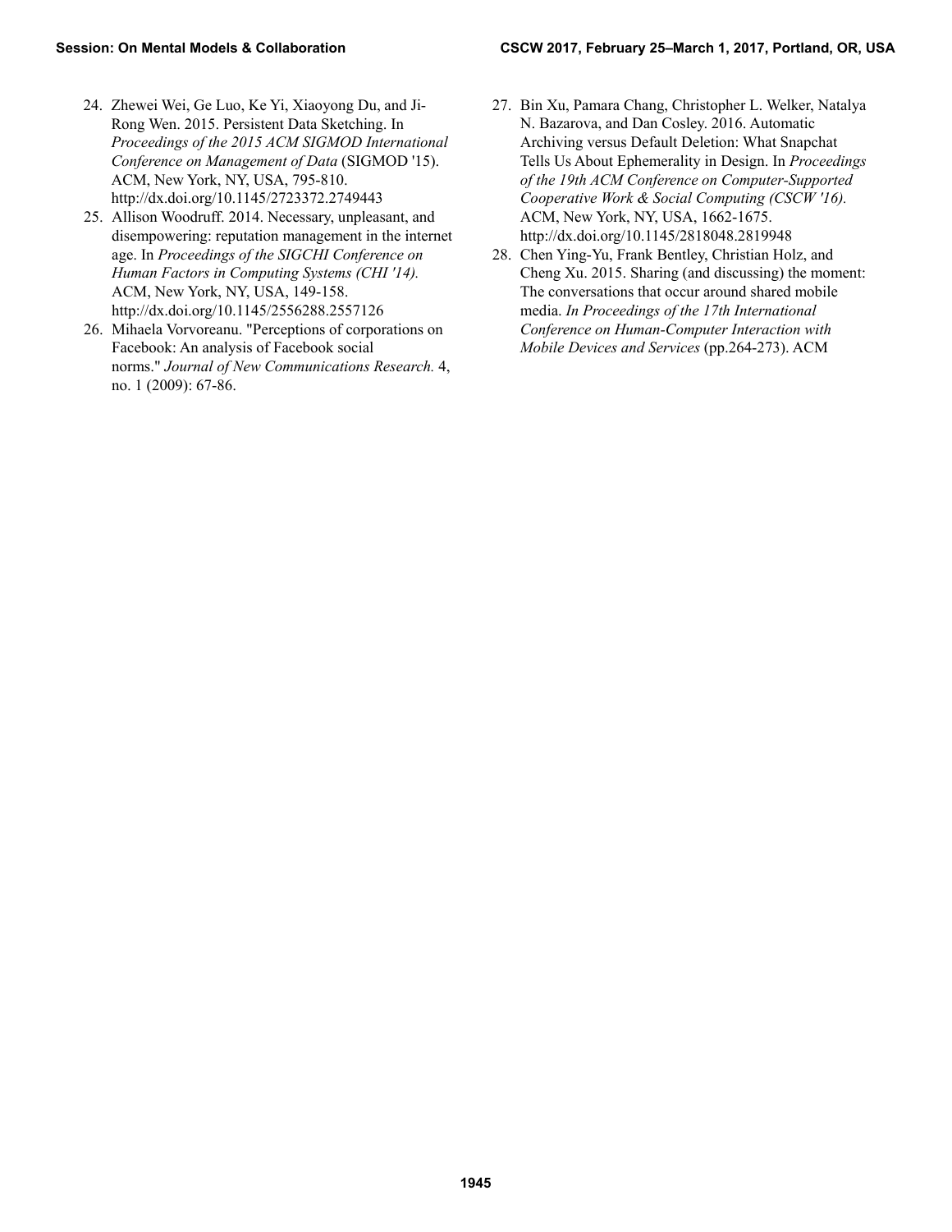24. Zhewei Wei, Ge Luo, Ke Yi, Xiaoyong Du, and Ji-Rong Wen. 2015. Persistent Data Sketching. In *Proceedings of the 2015 ACM SIGMOD International Conference on Management of Data* (SIGMOD '15). ACM, New York, NY, USA, 795-810. http://dx.doi.org/10.1145/2723372.2749443
25. Allison Woodruff. 2014. Necessary, unpleasant, and disempowering: reputation management in the internet age. In *Proceedings of the SIGCHI Conference on Human Factors in Computing Systems (CHI '14).* ACM, New York, NY, USA, 149-158. http://dx.doi.org/10.1145/2556288.2557126
26. Mihaela Vorvoreanu. "Perceptions of corporations on Facebook: An analysis of Facebook social norms." *Journal of New Communications Research.* 4, no. 1 (2009): 67-86.
27. Bin Xu, Pamara Chang, Christopher L. Welker, Natalya N. Bazarova, and Dan Cosley. 2016. Automatic Archiving versus Default Deletion: What Snapchat Tells Us About Ephemerality in Design. In *Proceedings of the 19th ACM Conference on Computer-Supported Cooperative Work & Social Computing (CSCW '16).* ACM, New York, NY, USA, 1662-1675. http://dx.doi.org/10.1145/2818048.2819948
28. Chen Ying-Yu, Frank Bentley, Christian Holz, and Cheng Xu. 2015. Sharing (and discussing) the moment: The conversations that occur around shared mobile media. *In Proceedings of the 17th International Conference on Human-Computer Interaction with Mobile Devices and Services* (pp.264-273). ACM